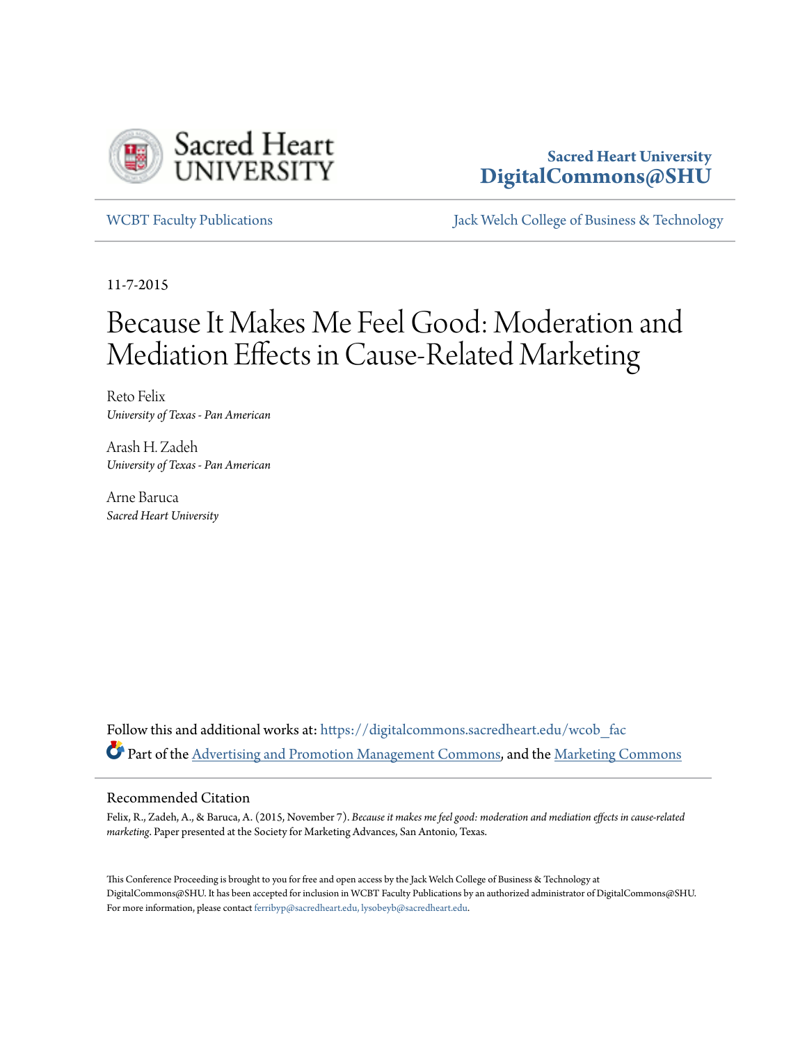Sacred Heart University
DigitalCommons@SHU

WCBT Faculty Publications

Jack Welch College of Business & Technology

11-7-2015

# Because It Makes Me Feel Good: Moderation and Mediation Effects in Cause-Related Marketing

Reto Felix
*University of Texas - Pan American*

Arash H. Zadeh
*University of Texas - Pan American*

Arne Baruca
*Sacred Heart University*

Follow this and additional works at: https://digitalcommons.sacredheart.edu/wcob_fac

Part of the Advertising and Promotion Management Commons, and the Marketing Commons

## Recommended Citation

Felix, R., Zadeh, A., & Baruca, A. (2015, November 7). *Because it makes me feel good: moderation and mediation effects in cause-related marketing*. Paper presented at the Society for Marketing Advances, San Antonio, Texas.

This Conference Proceeding is brought to you for free and open access by the Jack Welch College of Business & Technology at DigitalCommons@SHU. It has been accepted for inclusion in WCBT Faculty Publications by an authorized administrator of DigitalCommons@SHU. For more information, please contact ferribyp@sacredheart.edu, lysobeyb@sacredheart.edu.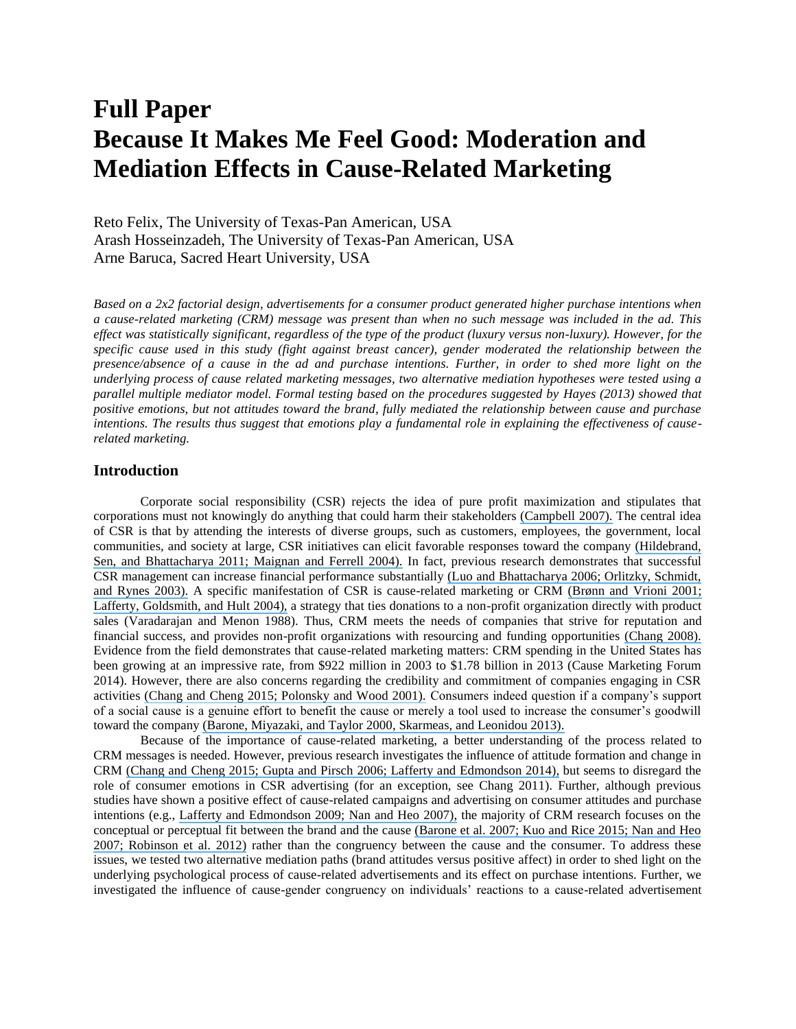# Full Paper
# Because It Makes Me Feel Good: Moderation and Mediation Effects in Cause-Related Marketing

Reto Felix, The University of Texas-Pan American, USA
Arash Hosseinzadeh, The University of Texas-Pan American, USA
Arne Baruca, Sacred Heart University, USA

*Based on a 2x2 factorial design, advertisements for a consumer product generated higher purchase intentions when a cause-related marketing (CRM) message was present than when no such message was included in the ad. This effect was statistically significant, regardless of the type of the product (luxury versus non-luxury). However, for the specific cause used in this study (fight against breast cancer), gender moderated the relationship between the presence/absence of a cause in the ad and purchase intentions. Further, in order to shed more light on the underlying process of cause related marketing messages, two alternative mediation hypotheses were tested using a parallel multiple mediator model. Formal testing based on the procedures suggested by Hayes (2013) showed that positive emotions, but not attitudes toward the brand, fully mediated the relationship between cause and purchase intentions. The results thus suggest that emotions play a fundamental role in explaining the effectiveness of cause-related marketing.*

## Introduction

Corporate social responsibility (CSR) rejects the idea of pure profit maximization and stipulates that corporations must not knowingly do anything that could harm their stakeholders (Campbell 2007). The central idea of CSR is that by attending the interests of diverse groups, such as customers, employees, the government, local communities, and society at large, CSR initiatives can elicit favorable responses toward the company (Hildebrand, Sen, and Bhattacharya 2011; Maignan and Ferrell 2004). In fact, previous research demonstrates that successful CSR management can increase financial performance substantially (Luo and Bhattacharya 2006; Orlitzky, Schmidt, and Rynes 2003). A specific manifestation of CSR is cause-related marketing or CRM (Brønn and Vrioni 2001; Lafferty, Goldsmith, and Hult 2004), a strategy that ties donations to a non-profit organization directly with product sales (Varadarajan and Menon 1988). Thus, CRM meets the needs of companies that strive for reputation and financial success, and provides non-profit organizations with resourcing and funding opportunities (Chang 2008). Evidence from the field demonstrates that cause-related marketing matters: CRM spending in the United States has been growing at an impressive rate, from $922 million in 2003 to $1.78 billion in 2013 (Cause Marketing Forum 2014). However, there are also concerns regarding the credibility and commitment of companies engaging in CSR activities (Chang and Cheng 2015; Polonsky and Wood 2001). Consumers indeed question if a company's support of a social cause is a genuine effort to benefit the cause or merely a tool used to increase the consumer's goodwill toward the company (Barone, Miyazaki, and Taylor 2000, Skarmeas, and Leonidou 2013).

Because of the importance of cause-related marketing, a better understanding of the process related to CRM messages is needed. However, previous research investigates the influence of attitude formation and change in CRM (Chang and Cheng 2015; Gupta and Pirsch 2006; Lafferty and Edmondson 2014), but seems to disregard the role of consumer emotions in CSR advertising (for an exception, see Chang 2011). Further, although previous studies have shown a positive effect of cause-related campaigns and advertising on consumer attitudes and purchase intentions (e.g., Lafferty and Edmondson 2009; Nan and Heo 2007), the majority of CRM research focuses on the conceptual or perceptual fit between the brand and the cause (Barone et al. 2007; Kuo and Rice 2015; Nan and Heo 2007; Robinson et al. 2012) rather than the congruency between the cause and the consumer. To address these issues, we tested two alternative mediation paths (brand attitudes versus positive affect) in order to shed light on the underlying psychological process of cause-related advertisements and its effect on purchase intentions. Further, we investigated the influence of cause-gender congruency on individuals' reactions to a cause-related advertisement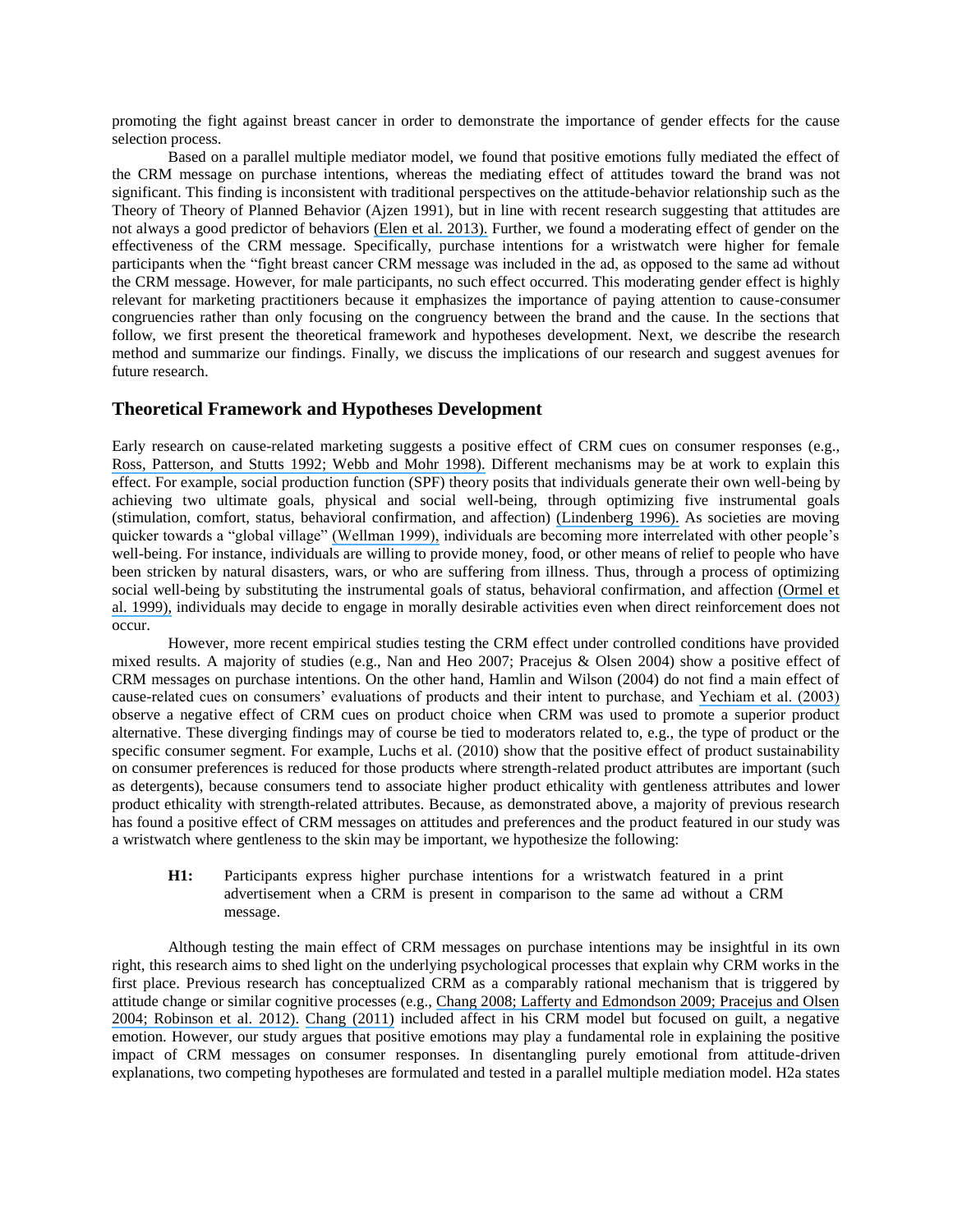promoting the fight against breast cancer in order to demonstrate the importance of gender effects for the cause selection process.

Based on a parallel multiple mediator model, we found that positive emotions fully mediated the effect of the CRM message on purchase intentions, whereas the mediating effect of attitudes toward the brand was not significant. This finding is inconsistent with traditional perspectives on the attitude-behavior relationship such as the Theory of Theory of Planned Behavior (Ajzen 1991), but in line with recent research suggesting that attitudes are not always a good predictor of behaviors (Elen et al. 2013). Further, we found a moderating effect of gender on the effectiveness of the CRM message. Specifically, purchase intentions for a wristwatch were higher for female participants when the "fight breast cancer CRM message was included in the ad, as opposed to the same ad without the CRM message. However, for male participants, no such effect occurred. This moderating gender effect is highly relevant for marketing practitioners because it emphasizes the importance of paying attention to cause-consumer congruencies rather than only focusing on the congruency between the brand and the cause. In the sections that follow, we first present the theoretical framework and hypotheses development. Next, we describe the research method and summarize our findings. Finally, we discuss the implications of our research and suggest avenues for future research.

## Theoretical Framework and Hypotheses Development

Early research on cause-related marketing suggests a positive effect of CRM cues on consumer responses (e.g., Ross, Patterson, and Stutts 1992; Webb and Mohr 1998). Different mechanisms may be at work to explain this effect. For example, social production function (SPF) theory posits that individuals generate their own well-being by achieving two ultimate goals, physical and social well-being, through optimizing five instrumental goals (stimulation, comfort, status, behavioral confirmation, and affection) (Lindenberg 1996). As societies are moving quicker towards a "global village" (Wellman 1999), individuals are becoming more interrelated with other people's well-being. For instance, individuals are willing to provide money, food, or other means of relief to people who have been stricken by natural disasters, wars, or who are suffering from illness. Thus, through a process of optimizing social well-being by substituting the instrumental goals of status, behavioral confirmation, and affection (Ormel et al. 1999), individuals may decide to engage in morally desirable activities even when direct reinforcement does not occur.

However, more recent empirical studies testing the CRM effect under controlled conditions have provided mixed results. A majority of studies (e.g., Nan and Heo 2007; Pracejus & Olsen 2004) show a positive effect of CRM messages on purchase intentions. On the other hand, Hamlin and Wilson (2004) do not find a main effect of cause-related cues on consumers' evaluations of products and their intent to purchase, and Yechiam et al. (2003) observe a negative effect of CRM cues on product choice when CRM was used to promote a superior product alternative. These diverging findings may of course be tied to moderators related to, e.g., the type of product or the specific consumer segment. For example, Luchs et al. (2010) show that the positive effect of product sustainability on consumer preferences is reduced for those products where strength-related product attributes are important (such as detergents), because consumers tend to associate higher product ethicality with gentleness attributes and lower product ethicality with strength-related attributes. Because, as demonstrated above, a majority of previous research has found a positive effect of CRM messages on attitudes and preferences and the product featured in our study was a wristwatch where gentleness to the skin may be important, we hypothesize the following:

> **H1:** Participants express higher purchase intentions for a wristwatch featured in a print advertisement when a CRM is present in comparison to the same ad without a CRM message.

Although testing the main effect of CRM messages on purchase intentions may be insightful in its own right, this research aims to shed light on the underlying psychological processes that explain why CRM works in the first place. Previous research has conceptualized CRM as a comparably rational mechanism that is triggered by attitude change or similar cognitive processes (e.g., Chang 2008; Lafferty and Edmondson 2009; Pracejus and Olsen 2004; Robinson et al. 2012). Chang (2011) included affect in his CRM model but focused on guilt, a negative emotion. However, our study argues that positive emotions may play a fundamental role in explaining the positive impact of CRM messages on consumer responses. In disentangling purely emotional from attitude-driven explanations, two competing hypotheses are formulated and tested in a parallel multiple mediation model. H2a states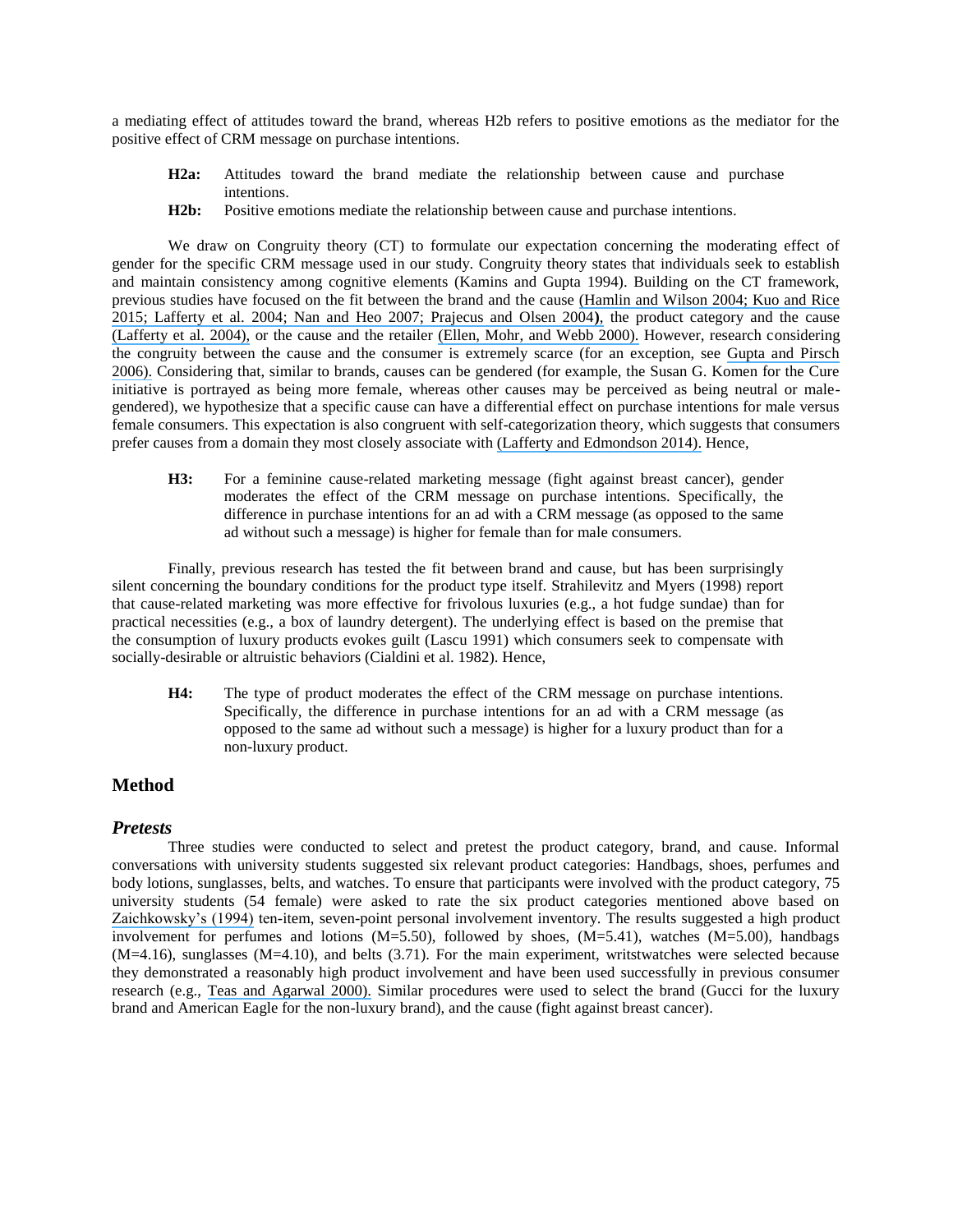a mediating effect of attitudes toward the brand, whereas H2b refers to positive emotions as the mediator for the positive effect of CRM message on purchase intentions.

> **H2a:** Attitudes toward the brand mediate the relationship between cause and purchase intentions.
>
> **H2b:** Positive emotions mediate the relationship between cause and purchase intentions.

We draw on Congruity theory (CT) to formulate our expectation concerning the moderating effect of gender for the specific CRM message used in our study. Congruity theory states that individuals seek to establish and maintain consistency among cognitive elements (Kamins and Gupta 1994). Building on the CT framework, previous studies have focused on the fit between the brand and the cause (Hamlin and Wilson 2004; Kuo and Rice 2015; Lafferty et al. 2004; Nan and Heo 2007; Prajecus and Olsen 2004**)**, the product category and the cause (Lafferty et al. 2004), or the cause and the retailer (Ellen, Mohr, and Webb 2000). However, research considering the congruity between the cause and the consumer is extremely scarce (for an exception, see Gupta and Pirsch 2006). Considering that, similar to brands, causes can be gendered (for example, the Susan G. Komen for the Cure initiative is portrayed as being more female, whereas other causes may be perceived as being neutral or male-gendered), we hypothesize that a specific cause can have a differential effect on purchase intentions for male versus female consumers. This expectation is also congruent with self-categorization theory, which suggests that consumers prefer causes from a domain they most closely associate with (Lafferty and Edmondson 2014). Hence,

> **H3:** For a feminine cause-related marketing message (fight against breast cancer), gender moderates the effect of the CRM message on purchase intentions. Specifically, the difference in purchase intentions for an ad with a CRM message (as opposed to the same ad without such a message) is higher for female than for male consumers.

Finally, previous research has tested the fit between brand and cause, but has been surprisingly silent concerning the boundary conditions for the product type itself. Strahilevitz and Myers (1998) report that cause-related marketing was more effective for frivolous luxuries (e.g., a hot fudge sundae) than for practical necessities (e.g., a box of laundry detergent). The underlying effect is based on the premise that the consumption of luxury products evokes guilt (Lascu 1991) which consumers seek to compensate with socially-desirable or altruistic behaviors (Cialdini et al. 1982). Hence,

> **H4:** The type of product moderates the effect of the CRM message on purchase intentions. Specifically, the difference in purchase intentions for an ad with a CRM message (as opposed to the same ad without such a message) is higher for a luxury product than for a non-luxury product.

## Method

### *Pretests*

Three studies were conducted to select and pretest the product category, brand, and cause. Informal conversations with university students suggested six relevant product categories: Handbags, shoes, perfumes and body lotions, sunglasses, belts, and watches. To ensure that participants were involved with the product category, 75 university students (54 female) were asked to rate the six product categories mentioned above based on Zaichkowsky's (1994) ten-item, seven-point personal involvement inventory. The results suggested a high product involvement for perfumes and lotions (M=5.50), followed by shoes, (M=5.41), watches (M=5.00), handbags (M=4.16), sunglasses (M=4.10), and belts (3.71). For the main experiment, writstwatches were selected because they demonstrated a reasonably high product involvement and have been used successfully in previous consumer research (e.g., Teas and Agarwal 2000). Similar procedures were used to select the brand (Gucci for the luxury brand and American Eagle for the non-luxury brand), and the cause (fight against breast cancer).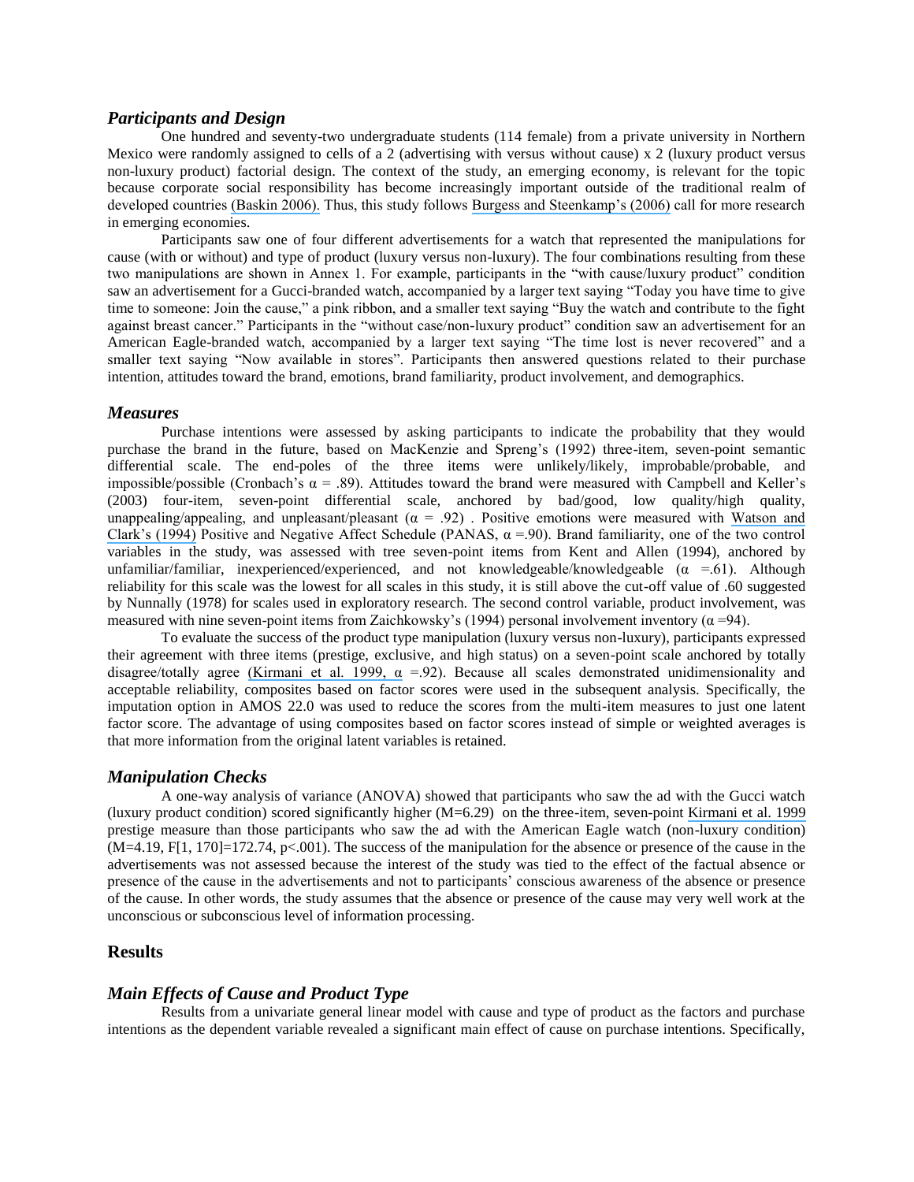### *Participants and Design*

One hundred and seventy-two undergraduate students (114 female) from a private university in Northern Mexico were randomly assigned to cells of a 2 (advertising with versus without cause) x 2 (luxury product versus non-luxury product) factorial design. The context of the study, an emerging economy, is relevant for the topic because corporate social responsibility has become increasingly important outside of the traditional realm of developed countries (Baskin 2006). Thus, this study follows Burgess and Steenkamp's (2006) call for more research in emerging economies.

Participants saw one of four different advertisements for a watch that represented the manipulations for cause (with or without) and type of product (luxury versus non-luxury). The four combinations resulting from these two manipulations are shown in Annex 1. For example, participants in the "with cause/luxury product" condition saw an advertisement for a Gucci-branded watch, accompanied by a larger text saying "Today you have time to give time to someone: Join the cause," a pink ribbon, and a smaller text saying "Buy the watch and contribute to the fight against breast cancer." Participants in the "without case/non-luxury product" condition saw an advertisement for an American Eagle-branded watch, accompanied by a larger text saying "The time lost is never recovered" and a smaller text saying "Now available in stores". Participants then answered questions related to their purchase intention, attitudes toward the brand, emotions, brand familiarity, product involvement, and demographics.

### *Measures*

Purchase intentions were assessed by asking participants to indicate the probability that they would purchase the brand in the future, based on MacKenzie and Spreng's (1992) three-item, seven-point semantic differential scale. The end-poles of the three items were unlikely/likely, improbable/probable, and impossible/possible (Cronbach's $\alpha$ = .89). Attitudes toward the brand were measured with Campbell and Keller's (2003) four-item, seven-point differential scale, anchored by bad/good, low quality/high quality, unappealing/appealing, and unpleasant/pleasant ($\alpha$ = .92) . Positive emotions were measured with Watson and Clark's (1994) Positive and Negative Affect Schedule (PANAS, $\alpha$ =.90). Brand familiarity, one of the two control variables in the study, was assessed with tree seven-point items from Kent and Allen (1994), anchored by unfamiliar/familiar, inexperienced/experienced, and not knowledgeable/knowledgeable ($\alpha$ =.61). Although reliability for this scale was the lowest for all scales in this study, it is still above the cut-off value of .60 suggested by Nunnally (1978) for scales used in exploratory research. The second control variable, product involvement, was measured with nine seven-point items from Zaichkowsky's (1994) personal involvement inventory ($\alpha$ =94).

To evaluate the success of the product type manipulation (luxury versus non-luxury), participants expressed their agreement with three items (prestige, exclusive, and high status) on a seven-point scale anchored by totally disagree/totally agree (Kirmani et al. 1999, $\alpha$ =.92). Because all scales demonstrated unidimensionality and acceptable reliability, composites based on factor scores were used in the subsequent analysis. Specifically, the imputation option in AMOS 22.0 was used to reduce the scores from the multi-item measures to just one latent factor score. The advantage of using composites based on factor scores instead of simple or weighted averages is that more information from the original latent variables is retained.

### *Manipulation Checks*

A one-way analysis of variance (ANOVA) showed that participants who saw the ad with the Gucci watch (luxury product condition) scored significantly higher (M=6.29) on the three-item, seven-point Kirmani et al. 1999 prestige measure than those participants who saw the ad with the American Eagle watch (non-luxury condition) (M=4.19, $F[1, 170]=172.74$, $p<.001$). The success of the manipulation for the absence or presence of the cause in the advertisements was not assessed because the interest of the study was tied to the effect of the factual absence or presence of the cause in the advertisements and not to participants' conscious awareness of the absence or presence of the cause. In other words, the study assumes that the absence or presence of the cause may very well work at the unconscious or subconscious level of information processing.

## Results

### *Main Effects of Cause and Product Type*

Results from a univariate general linear model with cause and type of product as the factors and purchase intentions as the dependent variable revealed a significant main effect of cause on purchase intentions. Specifically,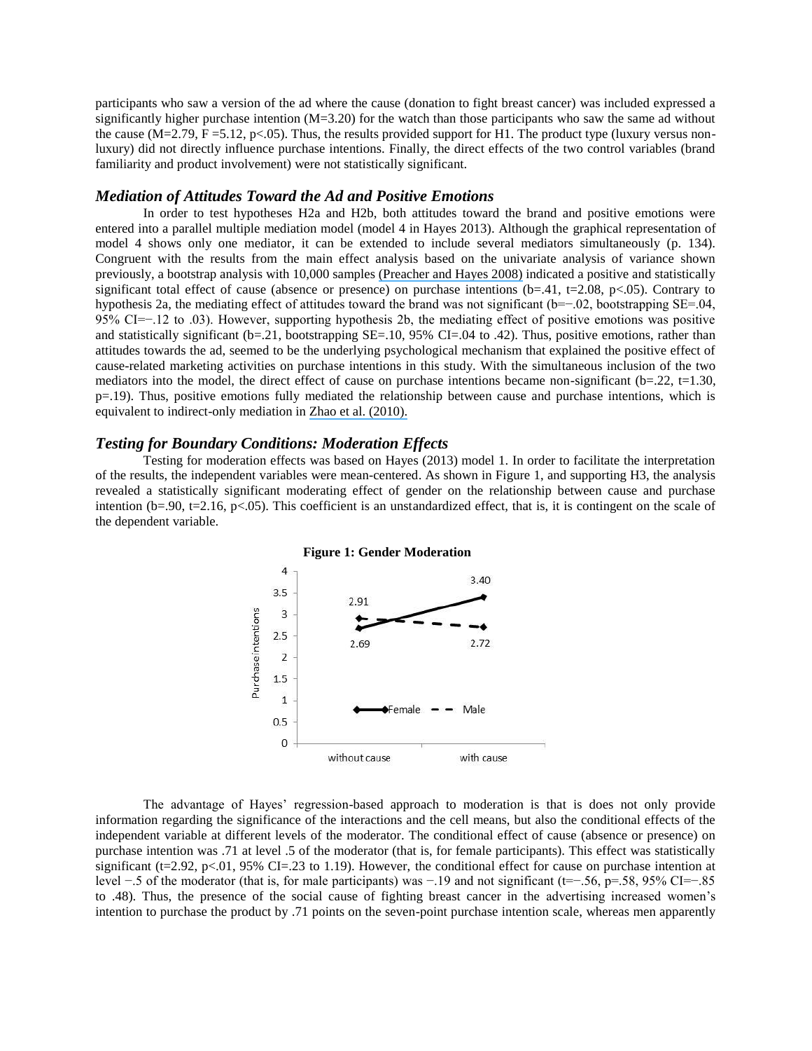participants who saw a version of the ad where the cause (donation to fight breast cancer) was included expressed a significantly higher purchase intention (M=3.20) for the watch than those participants who saw the same ad without the cause (M=2.79, F =5.12, p<.05). Thus, the results provided support for H1. The product type (luxury versus non-luxury) did not directly influence purchase intentions. Finally, the direct effects of the two control variables (brand familiarity and product involvement) were not statistically significant.

### *Mediation of Attitudes Toward the Ad and Positive Emotions*

In order to test hypotheses H2a and H2b, both attitudes toward the brand and positive emotions were entered into a parallel multiple mediation model (model 4 in Hayes 2013). Although the graphical representation of model 4 shows only one mediator, it can be extended to include several mediators simultaneously (p. 134). Congruent with the results from the main effect analysis based on the univariate analysis of variance shown previously, a bootstrap analysis with 10,000 samples (Preacher and Hayes 2008) indicated a positive and statistically significant total effect of cause (absence or presence) on purchase intentions (b=.41, t=2.08, p<.05). Contrary to hypothesis 2a, the mediating effect of attitudes toward the brand was not significant (b=−.02, bootstrapping SE=.04, 95% CI=−.12 to .03). However, supporting hypothesis 2b, the mediating effect of positive emotions was positive and statistically significant (b=.21, bootstrapping SE=.10, 95% CI=.04 to .42). Thus, positive emotions, rather than attitudes towards the ad, seemed to be the underlying psychological mechanism that explained the positive effect of cause-related marketing activities on purchase intentions in this study. With the simultaneous inclusion of the two mediators into the model, the direct effect of cause on purchase intentions became non-significant (b=.22, t=1.30, p=.19). Thus, positive emotions fully mediated the relationship between cause and purchase intentions, which is equivalent to indirect-only mediation in Zhao et al. (2010).

### *Testing for Boundary Conditions: Moderation Effects*

Testing for moderation effects was based on Hayes (2013) model 1. In order to facilitate the interpretation of the results, the independent variables were mean-centered. As shown in Figure 1, and supporting H3, the analysis revealed a statistically significant moderating effect of gender on the relationship between cause and purchase intention (b=.90, t=2.16, p<.05). This coefficient is an unstandardized effect, that is, it is contingent on the scale of the dependent variable.

**Figure 1: Gender Moderation**

The advantage of Hayes' regression-based approach to moderation is that is does not only provide information regarding the significance of the interactions and the cell means, but also the conditional effects of the independent variable at different levels of the moderator. The conditional effect of cause (absence or presence) on purchase intention was .71 at level .5 of the moderator (that is, for female participants). This effect was statistically significant (t=2.92, p<.01, 95% CI=.23 to 1.19). However, the conditional effect for cause on purchase intention at level −.5 of the moderator (that is, for male participants) was −.19 and not significant (t=−.56, p=.58, 95% CI=−.85 to .48). Thus, the presence of the social cause of fighting breast cancer in the advertising increased women's intention to purchase the product by .71 points on the seven-point purchase intention scale, whereas men apparently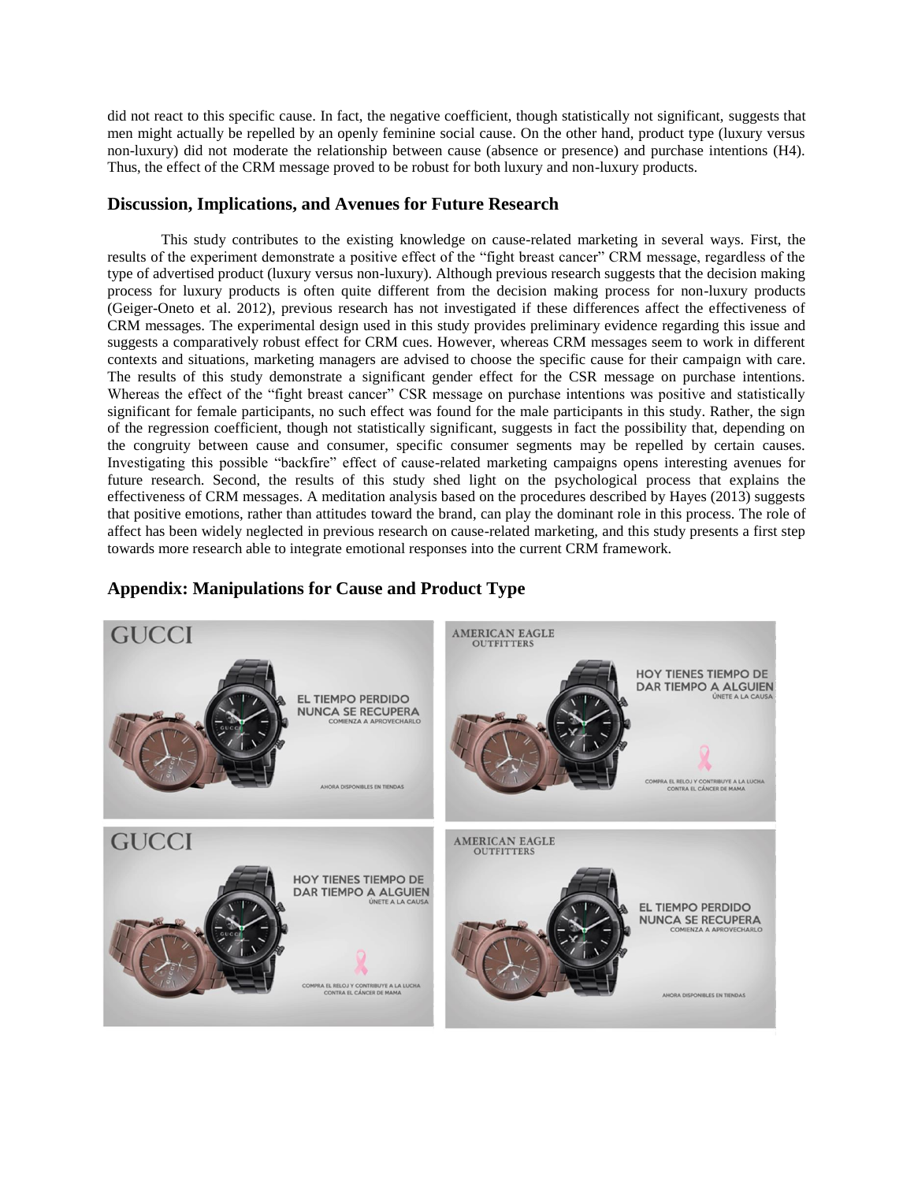did not react to this specific cause. In fact, the negative coefficient, though statistically not significant, suggests that men might actually be repelled by an openly feminine social cause. On the other hand, product type (luxury versus non-luxury) did not moderate the relationship between cause (absence or presence) and purchase intentions (H4). Thus, the effect of the CRM message proved to be robust for both luxury and non-luxury products.

## Discussion, Implications, and Avenues for Future Research

This study contributes to the existing knowledge on cause-related marketing in several ways. First, the results of the experiment demonstrate a positive effect of the "fight breast cancer" CRM message, regardless of the type of advertised product (luxury versus non-luxury). Although previous research suggests that the decision making process for luxury products is often quite different from the decision making process for non-luxury products (Geiger-Oneto et al. 2012), previous research has not investigated if these differences affect the effectiveness of CRM messages. The experimental design used in this study provides preliminary evidence regarding this issue and suggests a comparatively robust effect for CRM cues. However, whereas CRM messages seem to work in different contexts and situations, marketing managers are advised to choose the specific cause for their campaign with care. The results of this study demonstrate a significant gender effect for the CSR message on purchase intentions. Whereas the effect of the "fight breast cancer" CSR message on purchase intentions was positive and statistically significant for female participants, no such effect was found for the male participants in this study. Rather, the sign of the regression coefficient, though not statistically significant, suggests in fact the possibility that, depending on the congruity between cause and consumer, specific consumer segments may be repelled by certain causes. Investigating this possible "backfire" effect of cause-related marketing campaigns opens interesting avenues for future research. Second, the results of this study shed light on the psychological process that explains the effectiveness of CRM messages. A meditation analysis based on the procedures described by Hayes (2013) suggests that positive emotions, rather than attitudes toward the brand, can play the dominant role in this process. The role of affect has been widely neglected in previous research on cause-related marketing, and this study presents a first step towards more research able to integrate emotional responses into the current CRM framework.

## Appendix: Manipulations for Cause and Product Type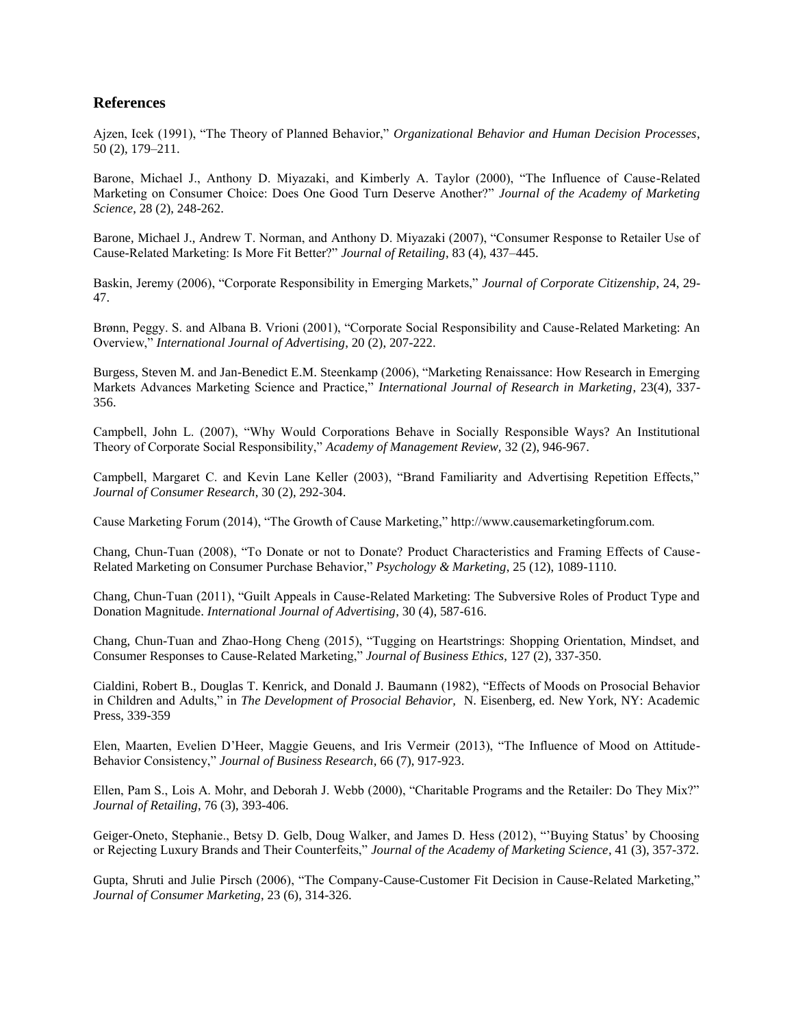## References

Ajzen, Icek (1991), "The Theory of Planned Behavior," *Organizational Behavior and Human Decision Processes*, 50 (2), 179–211.

Barone, Michael J., Anthony D. Miyazaki, and Kimberly A. Taylor (2000), "The Influence of Cause-Related Marketing on Consumer Choice: Does One Good Turn Deserve Another?" *Journal of the Academy of Marketing Science*, 28 (2), 248-262.

Barone, Michael J., Andrew T. Norman, and Anthony D. Miyazaki (2007), "Consumer Response to Retailer Use of Cause-Related Marketing: Is More Fit Better?" *Journal of Retailing*, 83 (4), 437–445.

Baskin, Jeremy (2006), "Corporate Responsibility in Emerging Markets," *Journal of Corporate Citizenship*, 24, 29-47.

Brønn, Peggy. S. and Albana B. Vrioni (2001), "Corporate Social Responsibility and Cause-Related Marketing: An Overview," *International Journal of Advertising*, 20 (2), 207-222.

Burgess, Steven M. and Jan-Benedict E.M. Steenkamp (2006), "Marketing Renaissance: How Research in Emerging Markets Advances Marketing Science and Practice," *International Journal of Research in Marketing*, 23(4), 337-356.

Campbell, John L. (2007), "Why Would Corporations Behave in Socially Responsible Ways? An Institutional Theory of Corporate Social Responsibility," *Academy of Management Review*, 32 (2), 946-967.

Campbell, Margaret C. and Kevin Lane Keller (2003), "Brand Familiarity and Advertising Repetition Effects," *Journal of Consumer Research*, 30 (2), 292-304.

Cause Marketing Forum (2014), "The Growth of Cause Marketing," http://www.causemarketingforum.com.

Chang, Chun-Tuan (2008), "To Donate or not to Donate? Product Characteristics and Framing Effects of Cause-Related Marketing on Consumer Purchase Behavior," *Psychology & Marketing*, 25 (12), 1089-1110.

Chang, Chun-Tuan (2011), "Guilt Appeals in Cause-Related Marketing: The Subversive Roles of Product Type and Donation Magnitude. *International Journal of Advertising*, 30 (4), 587-616.

Chang, Chun-Tuan and Zhao-Hong Cheng (2015), "Tugging on Heartstrings: Shopping Orientation, Mindset, and Consumer Responses to Cause-Related Marketing," *Journal of Business Ethics*, 127 (2), 337-350.

Cialdini, Robert B., Douglas T. Kenrick, and Donald J. Baumann (1982), "Effects of Moods on Prosocial Behavior in Children and Adults," in *The Development of Prosocial Behavior,* N. Eisenberg, ed. New York, NY: Academic Press, 339-359

Elen, Maarten, Evelien D'Heer, Maggie Geuens, and Iris Vermeir (2013), "The Influence of Mood on Attitude-Behavior Consistency," *Journal of Business Research*, 66 (7), 917-923.

Ellen, Pam S., Lois A. Mohr, and Deborah J. Webb (2000), "Charitable Programs and the Retailer: Do They Mix?" *Journal of Retailing*, 76 (3), 393-406.

Geiger-Oneto, Stephanie., Betsy D. Gelb, Doug Walker, and James D. Hess (2012), "'Buying Status' by Choosing or Rejecting Luxury Brands and Their Counterfeits," *Journal of the Academy of Marketing Science*, 41 (3), 357-372.

Gupta, Shruti and Julie Pirsch (2006), "The Company-Cause-Customer Fit Decision in Cause-Related Marketing," *Journal of Consumer Marketing*, 23 (6), 314-326.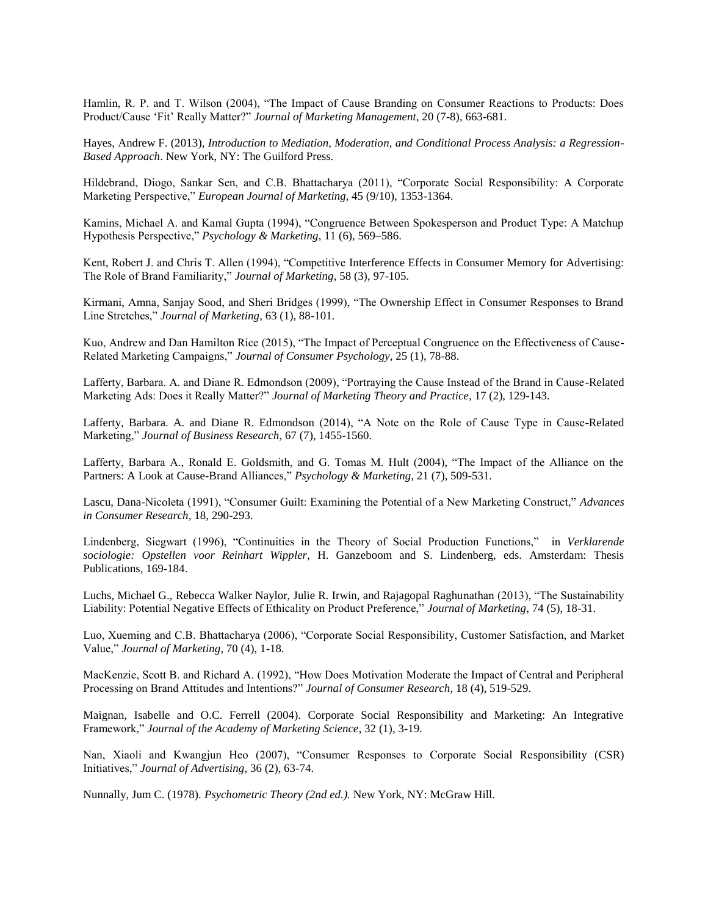Hamlin, R. P. and T. Wilson (2004), “The Impact of Cause Branding on Consumer Reactions to Products: Does Product/Cause ‘Fit’ Really Matter?” *Journal of Marketing Management*, 20 (7-8), 663-681.

Hayes, Andrew F. (2013), *Introduction to Mediation, Moderation, and Conditional Process Analysis: a Regression-Based Approach*. New York, NY: The Guilford Press.

Hildebrand, Diogo, Sankar Sen, and C.B. Bhattacharya (2011), “Corporate Social Responsibility: A Corporate Marketing Perspective,” *European Journal of Marketing*, 45 (9/10), 1353-1364.

Kamins, Michael A. and Kamal Gupta (1994), “Congruence Between Spokesperson and Product Type: A Matchup Hypothesis Perspective,” *Psychology & Marketing*, 11 (6), 569–586.

Kent, Robert J. and Chris T. Allen (1994), “Competitive Interference Effects in Consumer Memory for Advertising: The Role of Brand Familiarity,” *Journal of Marketing*, 58 (3), 97-105.

Kirmani, Amna, Sanjay Sood, and Sheri Bridges (1999), “The Ownership Effect in Consumer Responses to Brand Line Stretches,” *Journal of Marketing*, 63 (1), 88-101.

Kuo, Andrew and Dan Hamilton Rice (2015), “The Impact of Perceptual Congruence on the Effectiveness of Cause-Related Marketing Campaigns,” *Journal of Consumer Psychology*, 25 (1), 78-88.

Lafferty, Barbara. A. and Diane R. Edmondson (2009), “Portraying the Cause Instead of the Brand in Cause-Related Marketing Ads: Does it Really Matter?” *Journal of Marketing Theory and Practice*, 17 (2), 129-143.

Lafferty, Barbara. A. and Diane R. Edmondson (2014), “A Note on the Role of Cause Type in Cause-Related Marketing,” *Journal of Business Research*, 67 (7), 1455-1560.

Lafferty, Barbara A., Ronald E. Goldsmith, and G. Tomas M. Hult (2004), “The Impact of the Alliance on the Partners: A Look at Cause-Brand Alliances,” *Psychology & Marketing*, 21 (7), 509-531.

Lascu, Dana-Nicoleta (1991), “Consumer Guilt: Examining the Potential of a New Marketing Construct,” *Advances in Consumer Research*, 18, 290-293.

Lindenberg, Siegwart (1996), “Continuities in the Theory of Social Production Functions,” in *Verklarende sociologie: Opstellen voor Reinhart Wippler*, H. Ganzeboom and S. Lindenberg, eds. Amsterdam: Thesis Publications, 169-184.

Luchs, Michael G., Rebecca Walker Naylor, Julie R. Irwin, and Rajagopal Raghunathan (2013), “The Sustainability Liability: Potential Negative Effects of Ethicality on Product Preference,” *Journal of Marketing*, 74 (5), 18-31.

Luo, Xueming and C.B. Bhattacharya (2006), “Corporate Social Responsibility, Customer Satisfaction, and Market Value,” *Journal of Marketing*, 70 (4), 1-18.

MacKenzie, Scott B. and Richard A. (1992), “How Does Motivation Moderate the Impact of Central and Peripheral Processing on Brand Attitudes and Intentions?” *Journal of Consumer Research*, 18 (4), 519-529.

Maignan, Isabelle and O.C. Ferrell (2004). Corporate Social Responsibility and Marketing: An Integrative Framework,” *Journal of the Academy of Marketing Science*, 32 (1), 3-19.

Nan, Xiaoli and Kwangjun Heo (2007), “Consumer Responses to Corporate Social Responsibility (CSR) Initiatives,” *Journal of Advertising*, 36 (2), 63-74.

Nunnally, Jum C. (1978). *Psychometric Theory (2nd ed.).* New York, NY: McGraw Hill.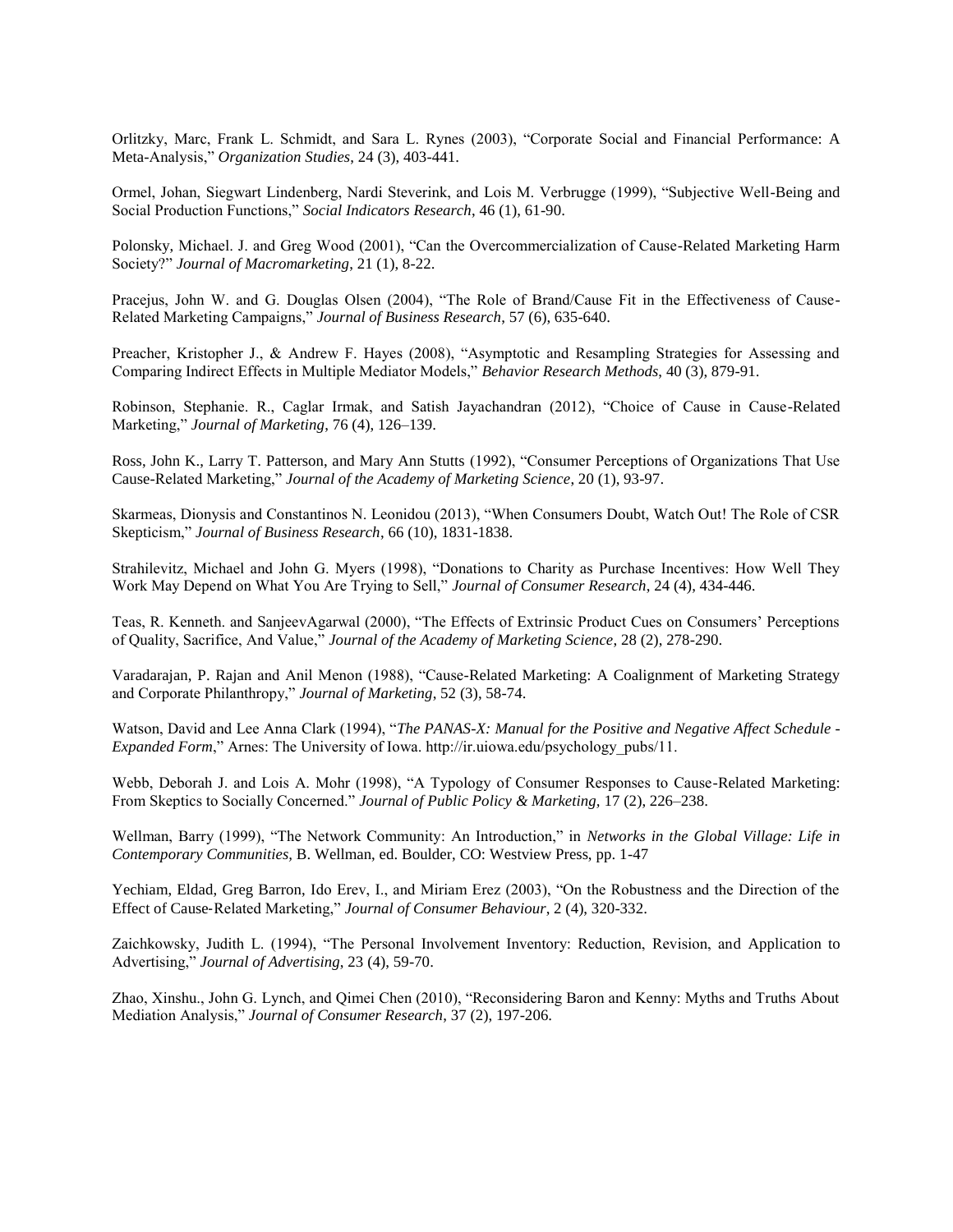Orlitzky, Marc, Frank L. Schmidt, and Sara L. Rynes (2003), "Corporate Social and Financial Performance: A Meta-Analysis," *Organization Studies*, 24 (3), 403-441.

Ormel, Johan, Siegwart Lindenberg, Nardi Steverink, and Lois M. Verbrugge (1999), "Subjective Well-Being and Social Production Functions," *Social Indicators Research*, 46 (1), 61-90.

Polonsky, Michael. J. and Greg Wood (2001), "Can the Overcommercialization of Cause-Related Marketing Harm Society?" *Journal of Macromarketing*, 21 (1), 8-22.

Pracejus, John W. and G. Douglas Olsen (2004), "The Role of Brand/Cause Fit in the Effectiveness of Cause-Related Marketing Campaigns," *Journal of Business Research*, 57 (6), 635-640.

Preacher, Kristopher J., & Andrew F. Hayes (2008), "Asymptotic and Resampling Strategies for Assessing and Comparing Indirect Effects in Multiple Mediator Models," *Behavior Research Methods*, 40 (3), 879-91.

Robinson, Stephanie. R., Caglar Irmak, and Satish Jayachandran (2012), "Choice of Cause in Cause-Related Marketing," *Journal of Marketing*, 76 (4), 126–139.

Ross, John K., Larry T. Patterson, and Mary Ann Stutts (1992), "Consumer Perceptions of Organizations That Use Cause-Related Marketing," *Journal of the Academy of Marketing Science*, 20 (1), 93-97.

Skarmeas, Dionysis and Constantinos N. Leonidou (2013), "When Consumers Doubt, Watch Out! The Role of CSR Skepticism," *Journal of Business Research*, 66 (10), 1831-1838.

Strahilevitz, Michael and John G. Myers (1998), "Donations to Charity as Purchase Incentives: How Well They Work May Depend on What You Are Trying to Sell," *Journal of Consumer Research*, 24 (4), 434-446.

Teas, R. Kenneth. and SanjeevAgarwal (2000), "The Effects of Extrinsic Product Cues on Consumers' Perceptions of Quality, Sacrifice, And Value," *Journal of the Academy of Marketing Science*, 28 (2), 278-290.

Varadarajan, P. Rajan and Anil Menon (1988), "Cause-Related Marketing: A Coalignment of Marketing Strategy and Corporate Philanthropy," *Journal of Marketing*, 52 (3), 58-74.

Watson, David and Lee Anna Clark (1994), "*The PANAS-X: Manual for the Positive and Negative Affect Schedule - Expanded Form*," Arnes: The University of Iowa. http://ir.uiowa.edu/psychology_pubs/11.

Webb, Deborah J. and Lois A. Mohr (1998), "A Typology of Consumer Responses to Cause-Related Marketing: From Skeptics to Socially Concerned." *Journal of Public Policy & Marketing*, 17 (2), 226–238.

Wellman, Barry (1999), "The Network Community: An Introduction," in *Networks in the Global Village: Life in Contemporary Communities*, B. Wellman, ed. Boulder, CO: Westview Press, pp. 1-47

Yechiam, Eldad, Greg Barron, Ido Erev, I., and Miriam Erez (2003), "On the Robustness and the Direction of the Effect of Cause-Related Marketing," *Journal of Consumer Behaviour*, 2 (4), 320-332.

Zaichkowsky, Judith L. (1994), "The Personal Involvement Inventory: Reduction, Revision, and Application to Advertising," *Journal of Advertising*, 23 (4), 59-70.

Zhao, Xinshu., John G. Lynch, and Qimei Chen (2010), "Reconsidering Baron and Kenny: Myths and Truths About Mediation Analysis," *Journal of Consumer Research*, 37 (2), 197-206.